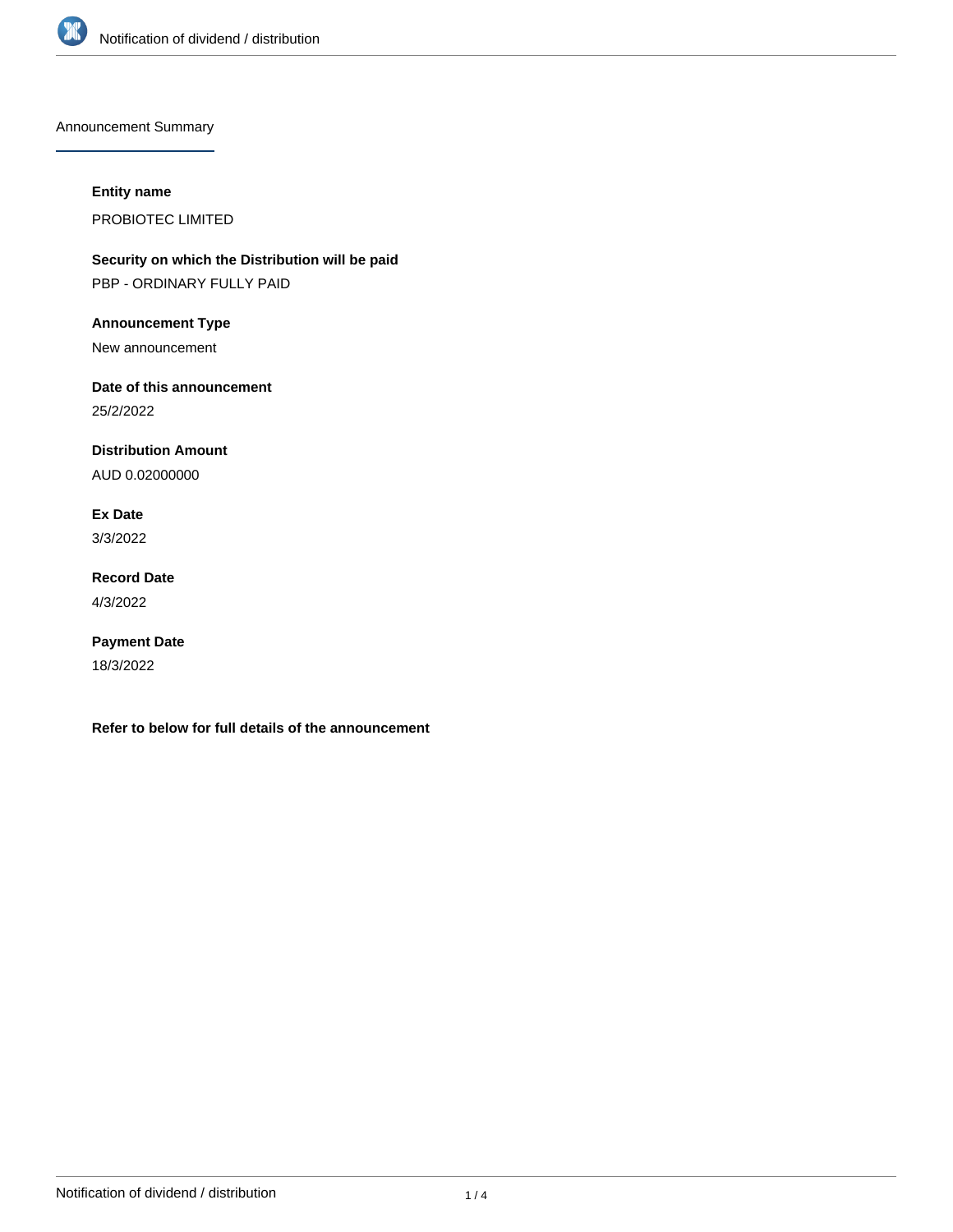## Announcement Summary

**Entity name**

PROBIOTEC LIMITED

**Security on which the Distribution will be paid**

PBP - ORDINARY FULLY PAID

**Announcement Type**

New announcement

**Date of this announcement**

25/2/2022

**Distribution Amount**

AUD 0.02000000

**Ex Date**

3/3/2022

**Record Date**

4/3/2022

**Payment Date**

18/3/2022

**Refer to below for full details of the announcement**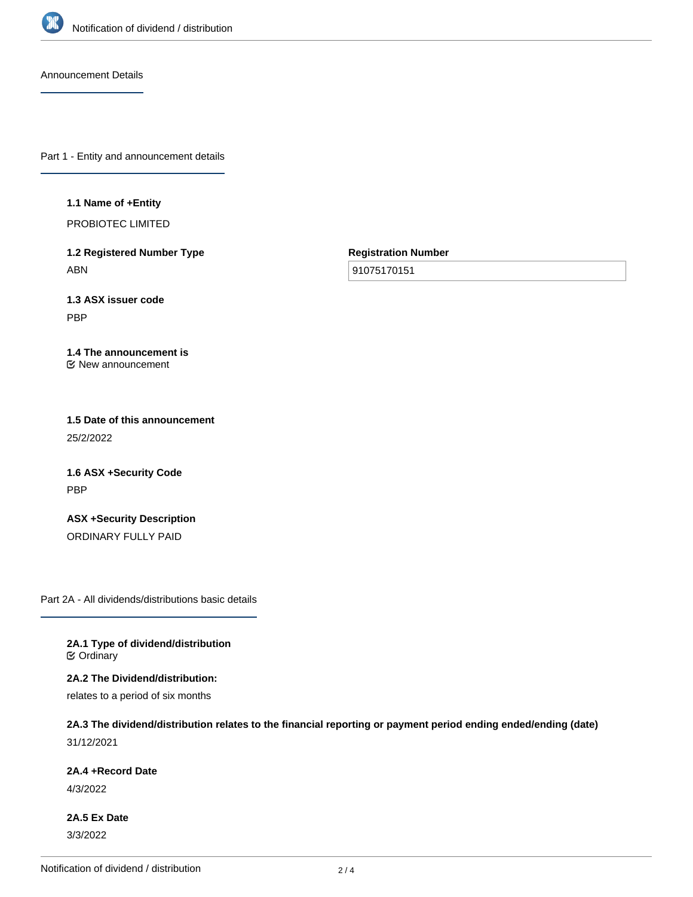## Announcement Details

### Part 1 - Entity and announcement details

**1.1 Name of +Entity**

PROBIOTEC LIMITED

**1.2 Registered Number Type**

ABN

**Registration Number**

91075170151

**1.3 ASX issuer code**

PBP

**1.4 The announcement is**

New announcement

**1.5 Date of this announcement**

25/2/2022

**1.6 ASX +Security Code**

PBP

**ASX +Security Description**

ORDINARY FULLY PAID

### Part 2A - All dividends/distributions basic details

**2A.1 Type of dividend/distribution**

Ordinary

**2A.2 The Dividend/distribution:**

relates to a period of six months

**2A.3 The dividend/distribution relates to the financial reporting or payment period ending ended/ending (date)**

31/12/2021

**2A.4 +Record Date**

4/3/2022

**2A.5 Ex Date**

3/3/2022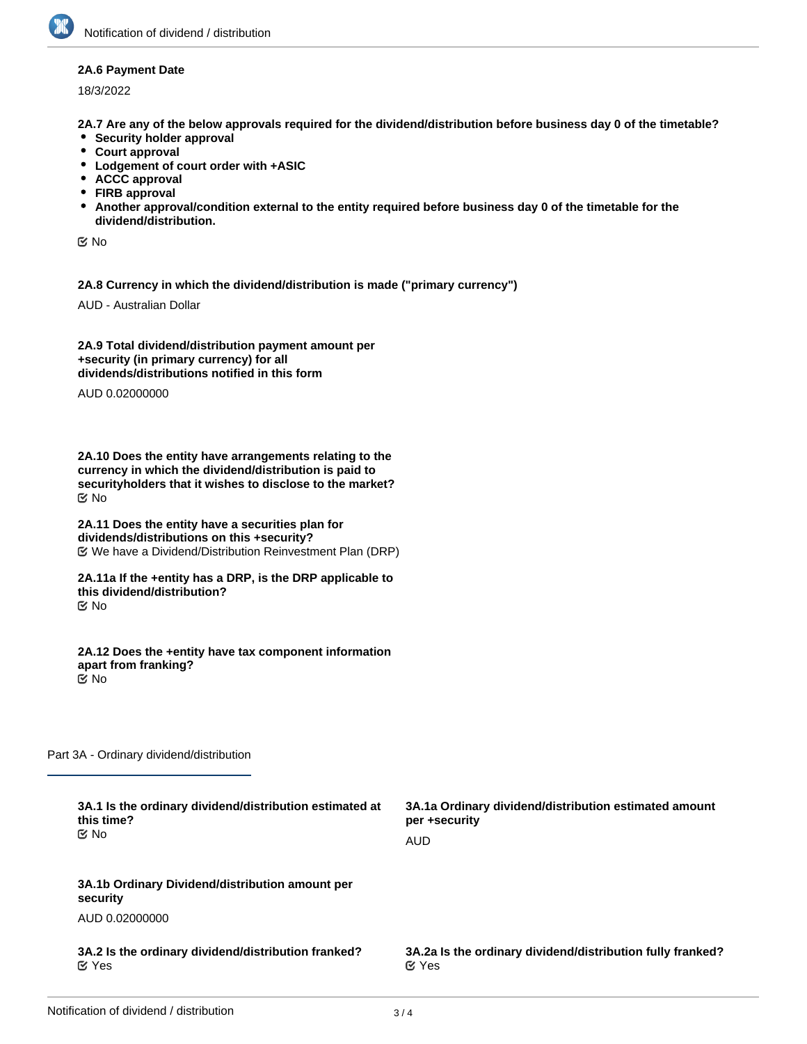**2A.6 Payment Date**

18/3/2022

**2A.7 Are any of the below approvals required for the dividend/distribution before business day 0 of the timetable?**

- **Security holder approval**
- **Court approval**
- **Lodgement of court order with +ASIC**
- **ACCC approval**
- **FIRB approval**
- **Another approval/condition external to the entity required before business day 0 of the timetable for the dividend/distribution.**

☑ No

**2A.8 Currency in which the dividend/distribution is made ("primary currency")**

AUD - Australian Dollar

**2A.9 Total dividend/distribution payment amount per +security (in primary currency) for all dividends/distributions notified in this form**

AUD 0.02000000

**2A.10 Does the entity have arrangements relating to the currency in which the dividend/distribution is paid to securityholders that it wishes to disclose to the market?**

☑ No

**2A.11 Does the entity have a securities plan for dividends/distributions on this +security?**

☑ We have a Dividend/Distribution Reinvestment Plan (DRP)

**2A.11a If the +entity has a DRP, is the DRP applicable to this dividend/distribution?**

☑ No

**2A.12 Does the +entity have tax component information apart from franking?**

☑ No

## Part 3A - Ordinary dividend/distribution

**3A.1 Is the ordinary dividend/distribution estimated at this time?**

☑ No

**3A.1a Ordinary dividend/distribution estimated amount per +security**

AUD

**3A.1b Ordinary Dividend/distribution amount per security**

AUD 0.02000000

**3A.2 Is the ordinary dividend/distribution franked?**

☑ Yes

**3A.2a Is the ordinary dividend/distribution fully franked?**

☑ Yes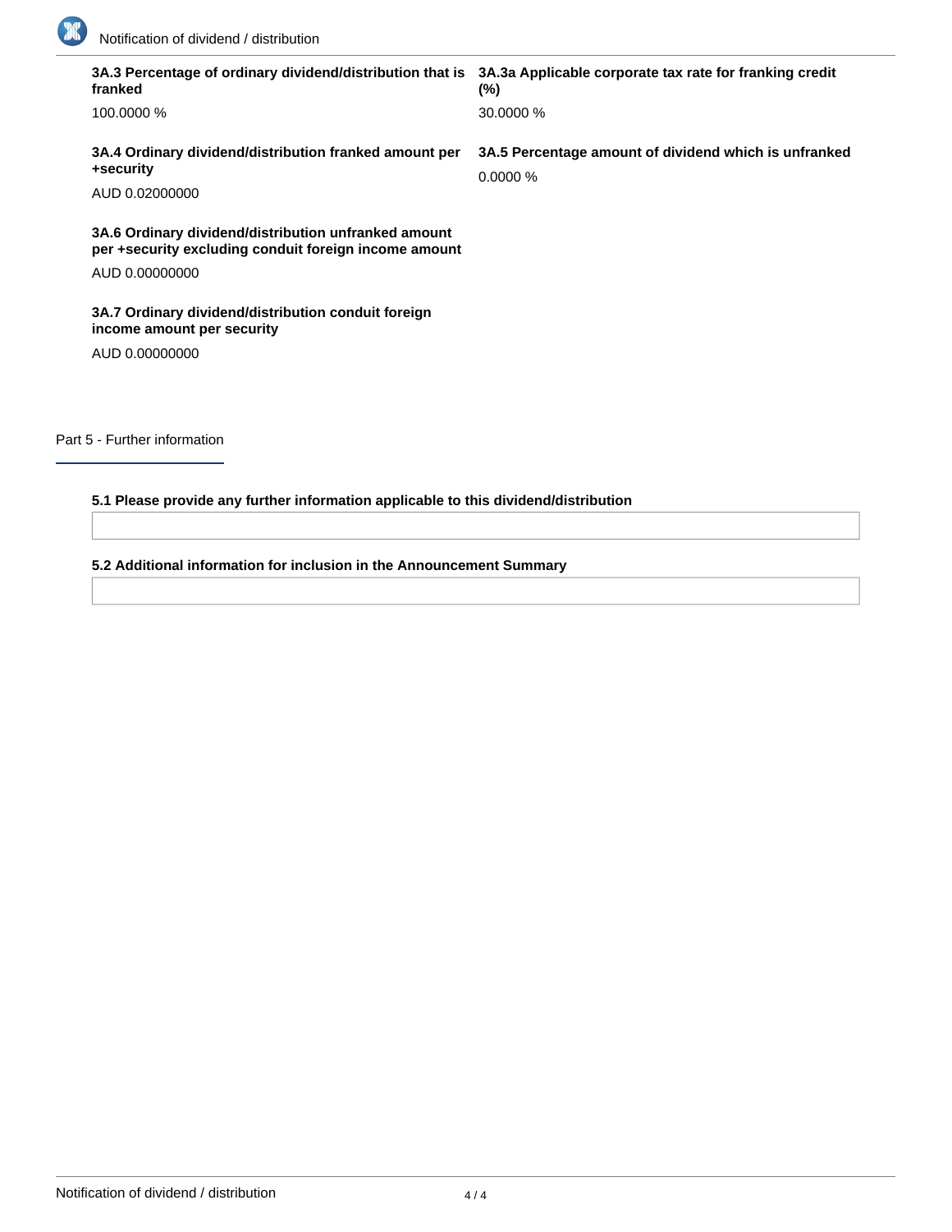**3A.3 Percentage of ordinary dividend/distribution that is franked**

100.0000 %

**3A.3a Applicable corporate tax rate for franking credit (%)**

30.0000 %

**3A.4 Ordinary dividend/distribution franked amount per +security**

AUD 0.02000000

**3A.5 Percentage amount of dividend which is unfranked**

0.0000 %

**3A.6 Ordinary dividend/distribution unfranked amount per +security excluding conduit foreign income amount**

AUD 0.00000000

**3A.7 Ordinary dividend/distribution conduit foreign income amount per security**

AUD 0.00000000

## Part 5 - Further information

**5.1 Please provide any further information applicable to this dividend/distribution**

**5.2 Additional information for inclusion in the Announcement Summary**